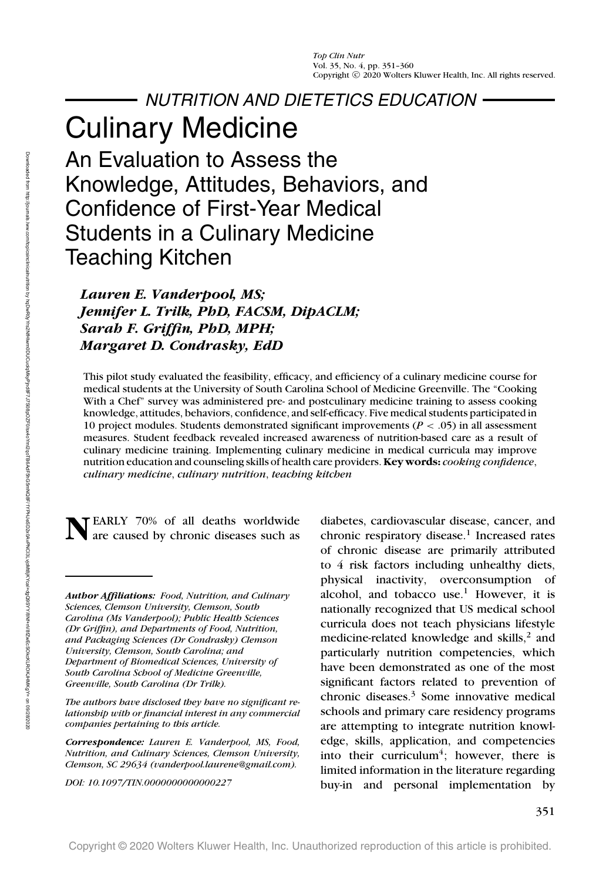NUTRITION AND DIETETICS EDUCATION

# Culinary Medicine

## An Evaluation to Assess the Knowledge, Attitudes, Behaviors, and Confidence of First-Year Medical Students in a Culinary Medicine Teaching Kitchen

***Lauren E. Vanderpool, MS; Jennifer L. Trilk, PhD, FACSM, DipACLM; Sarah F. Griffin, PhD, MPH; Margaret D. Condrasky, EdD***

This pilot study evaluated the feasibility, efficacy, and efficiency of a culinary medicine course for medical students at the University of South Carolina School of Medicine Greenville. The "Cooking With a Chef" survey was administered pre- and postculinary medicine training to assess cooking knowledge, attitudes, behaviors, confidence, and self-efficacy. Five medical students participated in 10 project modules. Students demonstrated significant improvements ($P < .05$) in all assessment measures. Student feedback revealed increased awareness of nutrition-based care as a result of culinary medicine training. Implementing culinary medicine in medical curricula may improve nutrition education and counseling skills of health care providers. **Key words:** *cooking confidence*, *culinary medicine*, *culinary nutrition*, *teaching kitchen*

NEARLY 70% of all deaths worldwide are caused by chronic diseases such as diabetes, cardiovascular disease, cancer, and chronic respiratory disease.[1] Increased rates of chronic disease are primarily attributed to 4 risk factors including unhealthy diets, physical inactivity, overconsumption of alcohol, and tobacco use.[1] However, it is nationally recognized that US medical school curricula does not teach physicians lifestyle medicine-related knowledge and skills,[2] and particularly nutrition competencies, which have been demonstrated as one of the most significant factors related to prevention of chronic diseases.[3] Some innovative medical schools and primary care residency programs are attempting to integrate nutrition knowledge, skills, application, and competencies into their curriculum[4]; however, there is limited information in the literature regarding buy-in and personal implementation by

***Author Affiliations:*** *Food, Nutrition, and Culinary Sciences, Clemson University, Clemson, South Carolina (Ms Vanderpool); Public Health Sciences (Dr Griffin), and Departments of Food, Nutrition, and Packaging Sciences (Dr Condrasky) Clemson University, Clemson, South Carolina; and Department of Biomedical Sciences, University of South Carolina School of Medicine Greenville, Greenville, South Carolina (Dr Trilk).*

*The authors have disclosed they have no significant relationship with or financial interest in any commercial companies pertaining to this article.*

***Correspondence:*** *Lauren E. Vanderpool, MS, Food, Nutrition, and Culinary Sciences, Clemson University, Clemson, SC 29634 (vanderpool.laurene@gmail.com).*

*DOI: 10.1097/TIN.0000000000000227*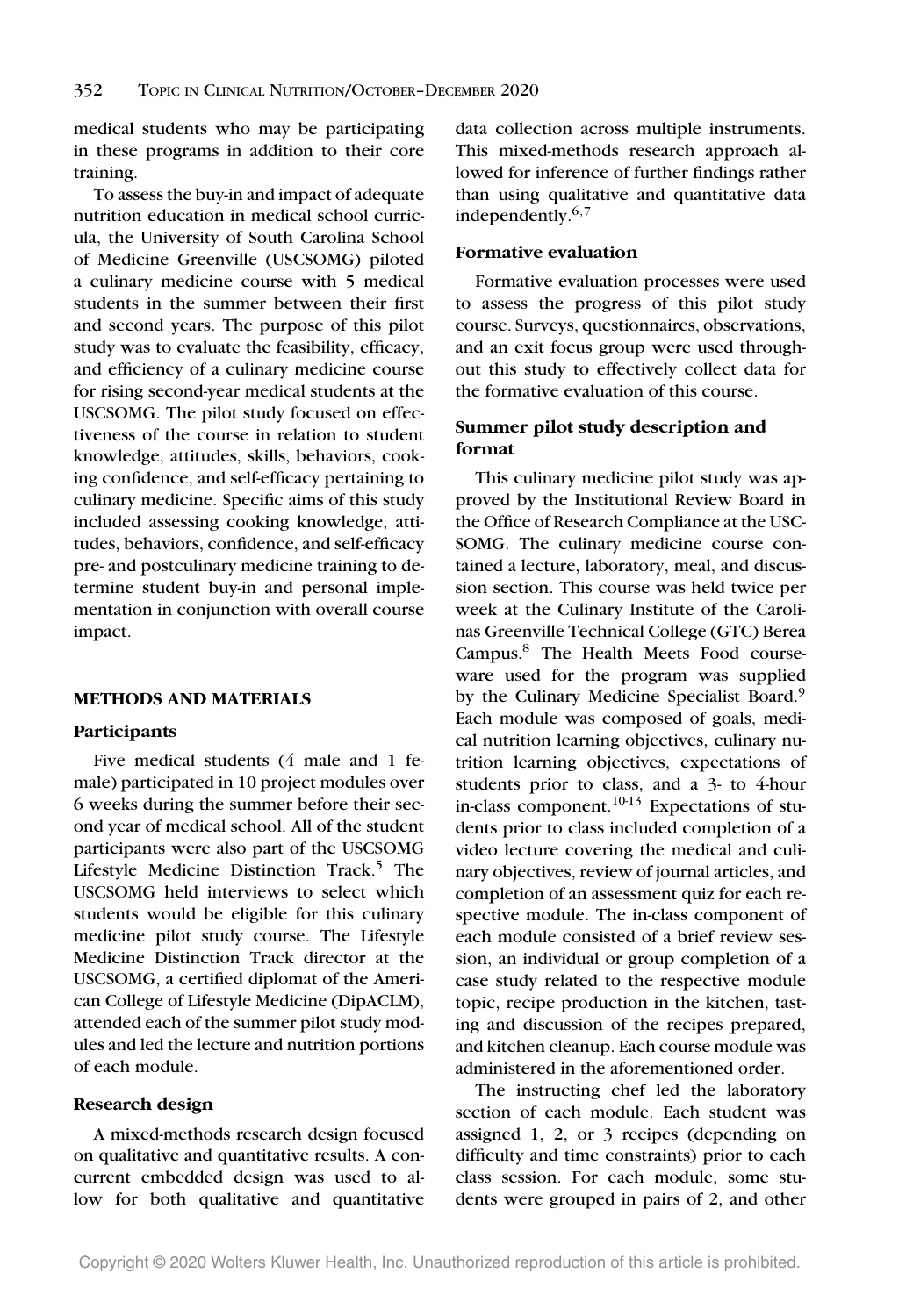medical students who may be participating in these programs in addition to their core training.

To assess the buy-in and impact of adequate nutrition education in medical school curricula, the University of South Carolina School of Medicine Greenville (USCSOMG) piloted a culinary medicine course with 5 medical students in the summer between their first and second years. The purpose of this pilot study was to evaluate the feasibility, efficacy, and efficiency of a culinary medicine course for rising second-year medical students at the USCSOMG. The pilot study focused on effectiveness of the course in relation to student knowledge, attitudes, skills, behaviors, cooking confidence, and self-efficacy pertaining to culinary medicine. Specific aims of this study included assessing cooking knowledge, attitudes, behaviors, confidence, and self-efficacy pre- and postculinary medicine training to determine student buy-in and personal implementation in conjunction with overall course impact.

## METHODS AND MATERIALS

### Participants

Five medical students (4 male and 1 female) participated in 10 project modules over 6 weeks during the summer before their second year of medical school. All of the student participants were also part of the USCSOMG Lifestyle Medicine Distinction Track.[5] The USCSOMG held interviews to select which students would be eligible for this culinary medicine pilot study course. The Lifestyle Medicine Distinction Track director at the USCSOMG, a certified diplomat of the American College of Lifestyle Medicine (DipACLM), attended each of the summer pilot study modules and led the lecture and nutrition portions of each module.

### Research design

A mixed-methods research design focused on qualitative and quantitative results. A concurrent embedded design was used to allow for both qualitative and quantitative data collection across multiple instruments. This mixed-methods research approach allowed for inference of further findings rather than using qualitative and quantitative data independently.[6,7]

### Formative evaluation

Formative evaluation processes were used to assess the progress of this pilot study course. Surveys, questionnaires, observations, and an exit focus group were used throughout this study to effectively collect data for the formative evaluation of this course.

### Summer pilot study description and format

This culinary medicine pilot study was approved by the Institutional Review Board in the Office of Research Compliance at the USCSOMG. The culinary medicine course contained a lecture, laboratory, meal, and discussion section. This course was held twice per week at the Culinary Institute of the Carolinas Greenville Technical College (GTC) Berea Campus.[8] The Health Meets Food courseware used for the program was supplied by the Culinary Medicine Specialist Board.[9] Each module was composed of goals, medical nutrition learning objectives, culinary nutrition learning objectives, expectations of students prior to class, and a 3- to 4-hour in-class component.[10-13] Expectations of students prior to class included completion of a video lecture covering the medical and culinary objectives, review of journal articles, and completion of an assessment quiz for each respective module. The in-class component of each module consisted of a brief review session, an individual or group completion of a case study related to the respective module topic, recipe production in the kitchen, tasting and discussion of the recipes prepared, and kitchen cleanup. Each course module was administered in the aforementioned order.

The instructing chef led the laboratory section of each module. Each student was assigned 1, 2, or 3 recipes (depending on difficulty and time constraints) prior to each class session. For each module, some students were grouped in pairs of 2, and other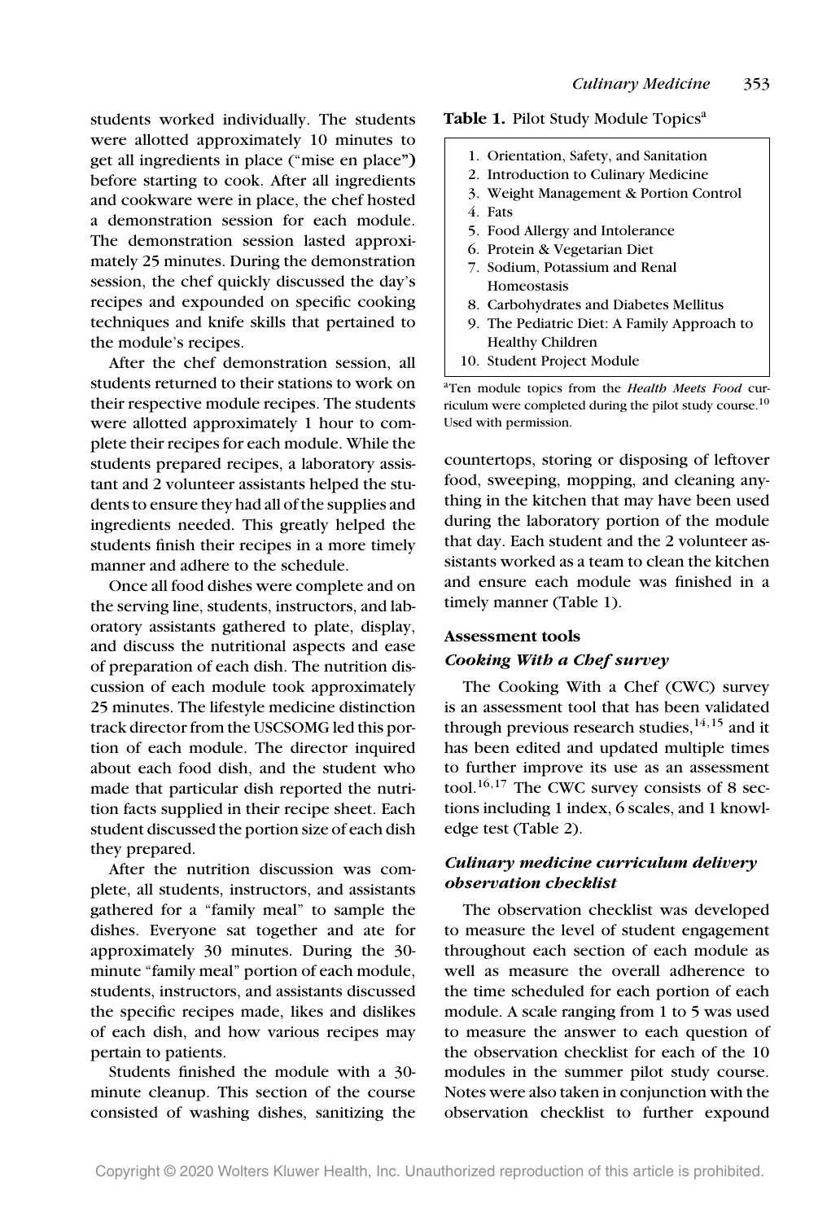students worked individually. The students were allotted approximately 10 minutes to get all ingredients in place ("mise en place") before starting to cook. After all ingredients and cookware were in place, the chef hosted a demonstration session for each module. The demonstration session lasted approximately 25 minutes. During the demonstration session, the chef quickly discussed the day's recipes and expounded on specific cooking techniques and knife skills that pertained to the module's recipes.

After the chef demonstration session, all students returned to their stations to work on their respective module recipes. The students were allotted approximately 1 hour to complete their recipes for each module. While the students prepared recipes, a laboratory assistant and 2 volunteer assistants helped the students to ensure they had all of the supplies and ingredients needed. This greatly helped the students finish their recipes in a more timely manner and adhere to the schedule.

Once all food dishes were complete and on the serving line, students, instructors, and laboratory assistants gathered to plate, display, and discuss the nutritional aspects and ease of preparation of each dish. The nutrition discussion of each module took approximately 25 minutes. The lifestyle medicine distinction track director from the USCSOMG led this portion of each module. The director inquired about each food dish, and the student who made that particular dish reported the nutrition facts supplied in their recipe sheet. Each student discussed the portion size of each dish they prepared.

After the nutrition discussion was complete, all students, instructors, and assistants gathered for a "family meal" to sample the dishes. Everyone sat together and ate for approximately 30 minutes. During the 30-minute "family meal" portion of each module, students, instructors, and assistants discussed the specific recipes made, likes and dislikes of each dish, and how various recipes may pertain to patients.

Students finished the module with a 30-minute cleanup. This section of the course consisted of washing dishes, sanitizing the countertops, storing or disposing of leftover food, sweeping, mopping, and cleaning anything in the kitchen that may have been used during the laboratory portion of the module that day. Each student and the 2 volunteer assistants worked as a team to clean the kitchen and ensure each module was finished in a timely manner (Table 1).

**Table 1.** Pilot Study Module Topics[a]

1. Orientation, Safety, and Sanitation
2. Introduction to Culinary Medicine
3. Weight Management & Portion Control
4. Fats
5. Food Allergy and Intolerance
6. Protein & Vegetarian Diet
7. Sodium, Potassium and Renal Homeostasis
8. Carbohydrates and Diabetes Mellitus
9. The Pediatric Diet: A Family Approach to Healthy Children
10. Student Project Module

[a]Ten module topics from the *Health Meets Food* curriculum were completed during the pilot study course.[10] Used with permission.

### Assessment tools

#### *Cooking With a Chef survey*

The Cooking With a Chef (CWC) survey is an assessment tool that has been validated through previous research studies,[14,15] and it has been edited and updated multiple times to further improve its use as an assessment tool.[16,17] The CWC survey consists of 8 sections including 1 index, 6 scales, and 1 knowledge test (Table 2).

#### *Culinary medicine curriculum delivery observation checklist*

The observation checklist was developed to measure the level of student engagement throughout each section of each module as well as measure the overall adherence to the time scheduled for each portion of each module. A scale ranging from 1 to 5 was used to measure the answer to each question of the observation checklist for each of the 10 modules in the summer pilot study course. Notes were also taken in conjunction with the observation checklist to further expound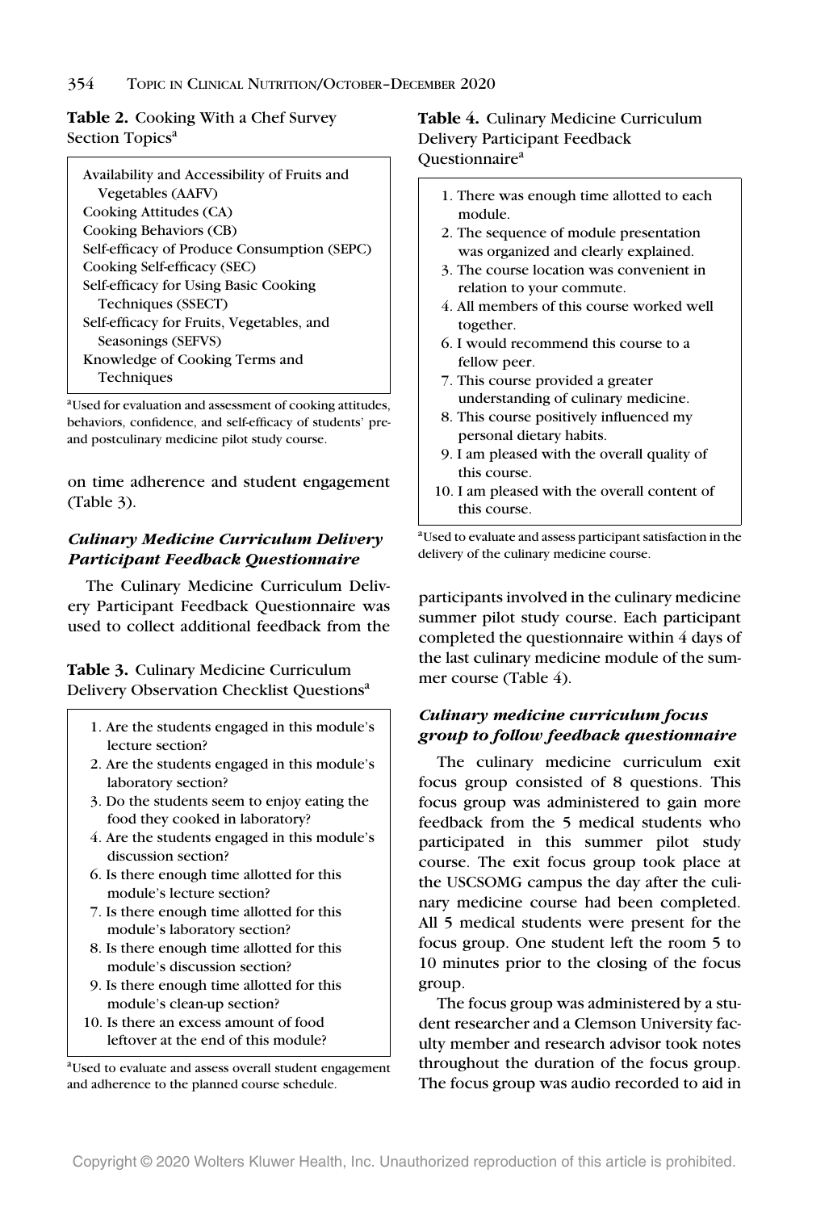**Table 2.** Cooking With a Chef Survey Section Topics[a]

| |
|---|
| Availability and Accessibility of Fruits and Vegetables (AAFV) |
| Cooking Attitudes (CA) |
| Cooking Behaviors (CB) |
| Self-efficacy of Produce Consumption (SEPC) |
| Cooking Self-efficacy (SEC) |
| Self-efficacy for Using Basic Cooking Techniques (SSECT) |
| Self-efficacy for Fruits, Vegetables, and Seasonings (SEFVS) |
| Knowledge of Cooking Terms and Techniques |

[a]Used for evaluation and assessment of cooking attitudes, behaviors, confidence, and self-efficacy of students' pre- and postculinary medicine pilot study course.

on time adherence and student engagement (Table 3).

### *Culinary Medicine Curriculum Delivery Participant Feedback Questionnaire*

The Culinary Medicine Curriculum Delivery Participant Feedback Questionnaire was used to collect additional feedback from the participants involved in the culinary medicine summer pilot study course. Each participant completed the questionnaire within 4 days of the last culinary medicine module of the summer course (Table 4).

**Table 3.** Culinary Medicine Curriculum Delivery Observation Checklist Questions[a]

1. Are the students engaged in this module's lecture section?
2. Are the students engaged in this module's laboratory section?
3. Do the students seem to enjoy eating the food they cooked in laboratory?
4. Are the students engaged in this module's discussion section?
6. Is there enough time allotted for this module's lecture section?
7. Is there enough time allotted for this module's laboratory section?
8. Is there enough time allotted for this module's discussion section?
9. Is there enough time allotted for this module's clean-up section?
10. Is there an excess amount of food leftover at the end of this module?

[a]Used to evaluate and assess overall student engagement and adherence to the planned course schedule.

**Table 4.** Culinary Medicine Curriculum Delivery Participant Feedback Questionnaire[a]

1. There was enough time allotted to each module.
2. The sequence of module presentation was organized and clearly explained.
3. The course location was convenient in relation to your commute.
4. All members of this course worked well together.
6. I would recommend this course to a fellow peer.
7. This course provided a greater understanding of culinary medicine.
8. This course positively influenced my personal dietary habits.
9. I am pleased with the overall quality of this course.
10. I am pleased with the overall content of this course.

[a]Used to evaluate and assess participant satisfaction in the delivery of the culinary medicine course.

### *Culinary medicine curriculum focus group to follow feedback questionnaire*

The culinary medicine curriculum exit focus group consisted of 8 questions. This focus group was administered to gain more feedback from the 5 medical students who participated in this summer pilot study course. The exit focus group took place at the USCSOMG campus the day after the culinary medicine course had been completed. All 5 medical students were present for the focus group. One student left the room 5 to 10 minutes prior to the closing of the focus group.

The focus group was administered by a student researcher and a Clemson University faculty member and research advisor took notes throughout the duration of the focus group. The focus group was audio recorded to aid in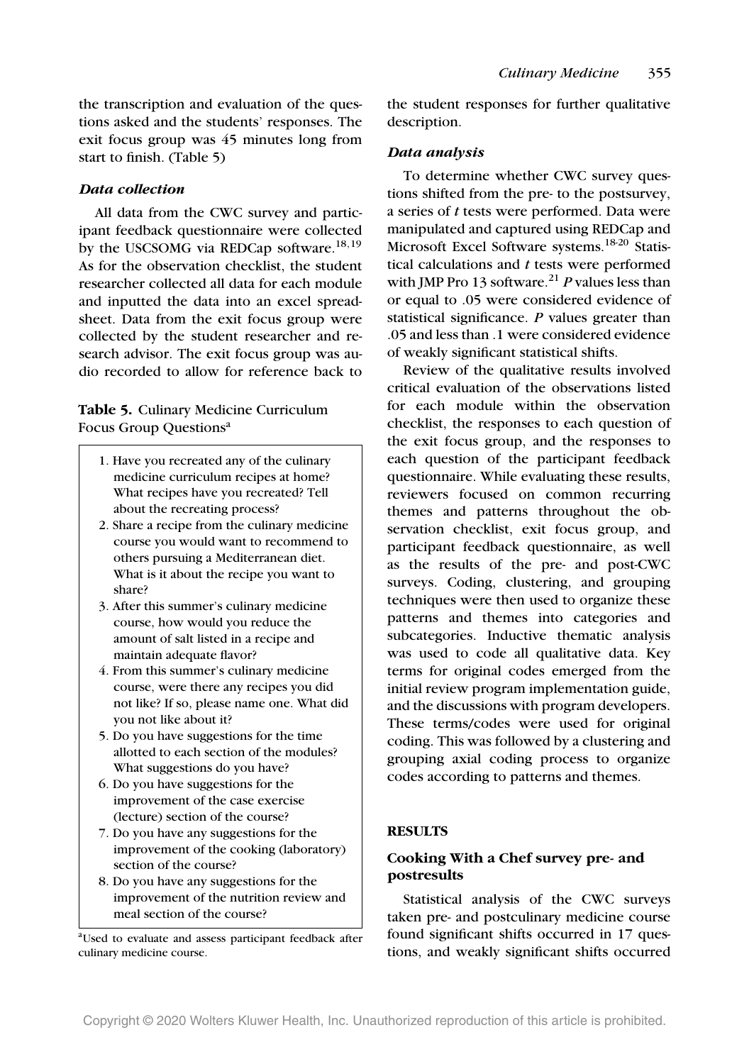the transcription and evaluation of the questions asked and the students' responses. The exit focus group was 45 minutes long from start to finish. (Table 5)

### *Data collection*

All data from the CWC survey and participant feedback questionnaire were collected by the USCSOMG via REDCap software.[18,19] As for the observation checklist, the student researcher collected all data for each module and inputted the data into an excel spreadsheet. Data from the exit focus group were collected by the student researcher and research advisor. The exit focus group was audio recorded to allow for reference back to the student responses for further qualitative description.

**Table 5.** Culinary Medicine Curriculum Focus Group Questions[a]

1. Have you recreated any of the culinary medicine curriculum recipes at home? What recipes have you recreated? Tell about the recreating process?
2. Share a recipe from the culinary medicine course you would want to recommend to others pursuing a Mediterranean diet. What is it about the recipe you want to share?
3. After this summer's culinary medicine course, how would you reduce the amount of salt listed in a recipe and maintain adequate flavor?
4. From this summer's culinary medicine course, were there any recipes you did not like? If so, please name one. What did you not like about it?
5. Do you have suggestions for the time allotted to each section of the modules? What suggestions do you have?
6. Do you have suggestions for the improvement of the case exercise (lecture) section of the course?
7. Do you have any suggestions for the improvement of the cooking (laboratory) section of the course?
8. Do you have any suggestions for the improvement of the nutrition review and meal section of the course?

[a]Used to evaluate and assess participant feedback after culinary medicine course.

### *Data analysis*

To determine whether CWC survey questions shifted from the pre- to the postsurvey, a series of *t* tests were performed. Data were manipulated and captured using REDCap and Microsoft Excel Software systems.[18-20] Statistical calculations and *t* tests were performed with JMP Pro 13 software.[21] *P* values less than or equal to .05 were considered evidence of statistical significance. *P* values greater than .05 and less than .1 were considered evidence of weakly significant statistical shifts.

Review of the qualitative results involved critical evaluation of the observations listed for each module within the observation checklist, the responses to each question of the exit focus group, and the responses to each question of the participant feedback questionnaire. While evaluating these results, reviewers focused on common recurring themes and patterns throughout the observation checklist, exit focus group, and participant feedback questionnaire, as well as the results of the pre- and post-CWC surveys. Coding, clustering, and grouping techniques were then used to organize these patterns and themes into categories and subcategories. Inductive thematic analysis was used to code all qualitative data. Key terms for original codes emerged from the initial review program implementation guide, and the discussions with program developers. These terms/codes were used for original coding. This was followed by a clustering and grouping axial coding process to organize codes according to patterns and themes.

## RESULTS

### Cooking With a Chef survey pre- and postresults

Statistical analysis of the CWC surveys taken pre- and postculinary medicine course found significant shifts occurred in 17 questions, and weakly significant shifts occurred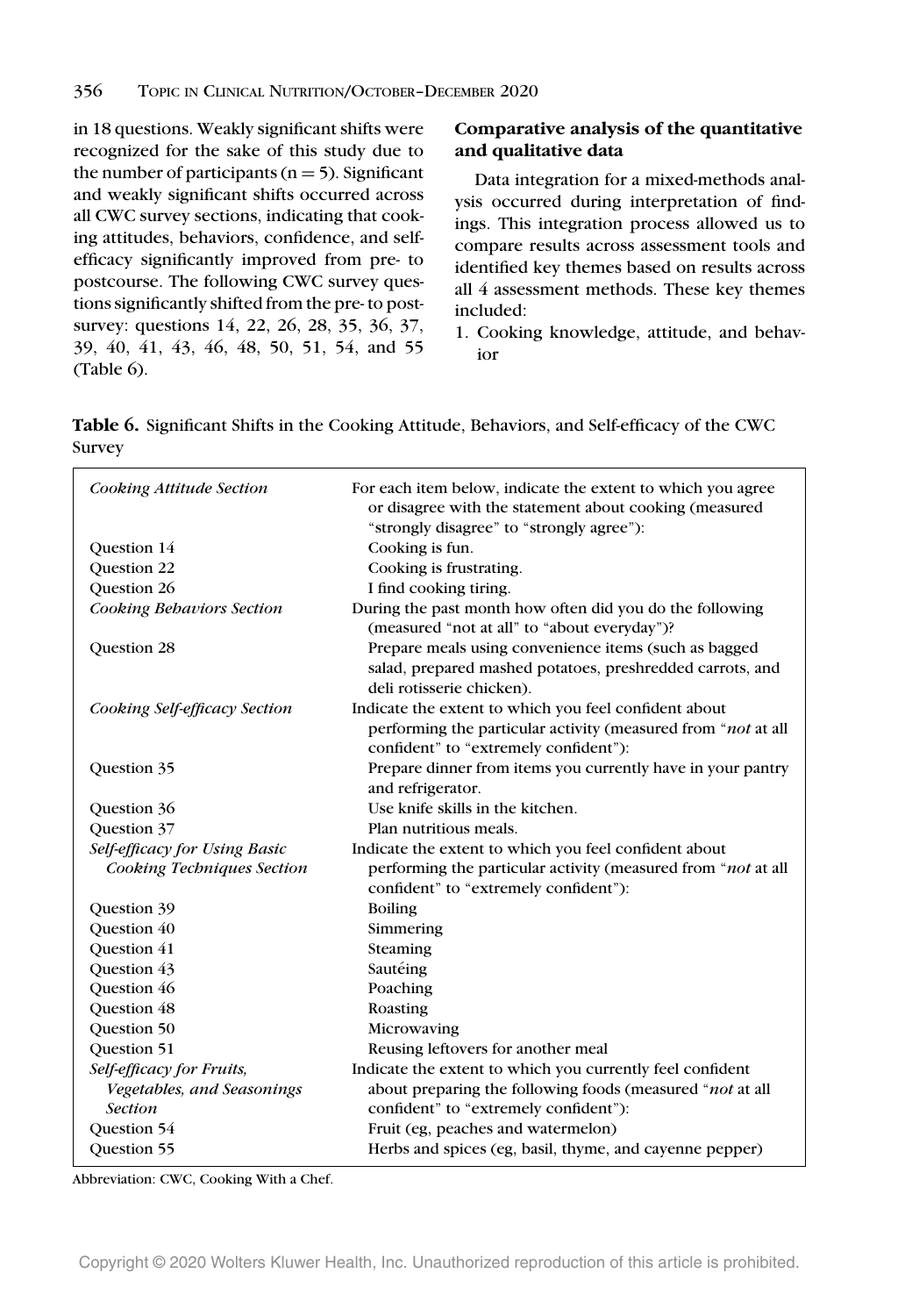in 18 questions. Weakly significant shifts were recognized for the sake of this study due to the number of participants (n = 5). Significant and weakly significant shifts occurred across all CWC survey sections, indicating that cooking attitudes, behaviors, confidence, and self-efficacy significantly improved from pre- to postcourse. The following CWC survey questions significantly shifted from the pre- to postsurvey: questions 14, 22, 26, 28, 35, 36, 37, 39, 40, 41, 43, 46, 48, 50, 51, 54, and 55 (Table 6).

### Comparative analysis of the quantitative and qualitative data

Data integration for a mixed-methods analysis occurred during interpretation of findings. This integration process allowed us to compare results across assessment tools and identified key themes based on results across all 4 assessment methods. These key themes included:

1. Cooking knowledge, attitude, and behavior

**Table 6.** Significant Shifts in the Cooking Attitude, Behaviors, and Self-efficacy of the CWC Survey

| | |
|---|---|
| *Cooking Attitude Section* | For each item below, indicate the extent to which you agree or disagree with the statement about cooking (measured "strongly disagree" to "strongly agree"): |
| Question 14 | Cooking is fun. |
| Question 22 | Cooking is frustrating. |
| Question 26 | I find cooking tiring. |
| *Cooking Behaviors Section* | During the past month how often did you do the following (measured "not at all" to "about everyday")? |
| Question 28 | Prepare meals using convenience items (such as bagged salad, prepared mashed potatoes, preshredded carrots, and deli rotisserie chicken). |
| *Cooking Self-efficacy Section* | Indicate the extent to which you feel confident about performing the particular activity (measured from "*not* at all confident" to "extremely confident"): |
| Question 35 | Prepare dinner from items you currently have in your pantry and refrigerator. |
| Question 36 | Use knife skills in the kitchen. |
| Question 37 | Plan nutritious meals. |
| *Self-efficacy for Using Basic Cooking Techniques Section* | Indicate the extent to which you feel confident about performing the particular activity (measured from "*not* at all confident" to "extremely confident"): |
| Question 39 | Boiling |
| Question 40 | Simmering |
| Question 41 | Steaming |
| Question 43 | Sautéing |
| Question 46 | Poaching |
| Question 48 | Roasting |
| Question 50 | Microwaving |
| Question 51 | Reusing leftovers for another meal |
| *Self-efficacy for Fruits, Vegetables, and Seasonings Section* | Indicate the extent to which you currently feel confident about preparing the following foods (measured "*not* at all confident" to "extremely confident"): |
| Question 54 | Fruit (eg, peaches and watermelon) |
| Question 55 | Herbs and spices (eg, basil, thyme, and cayenne pepper) |

Abbreviation: CWC, Cooking With a Chef.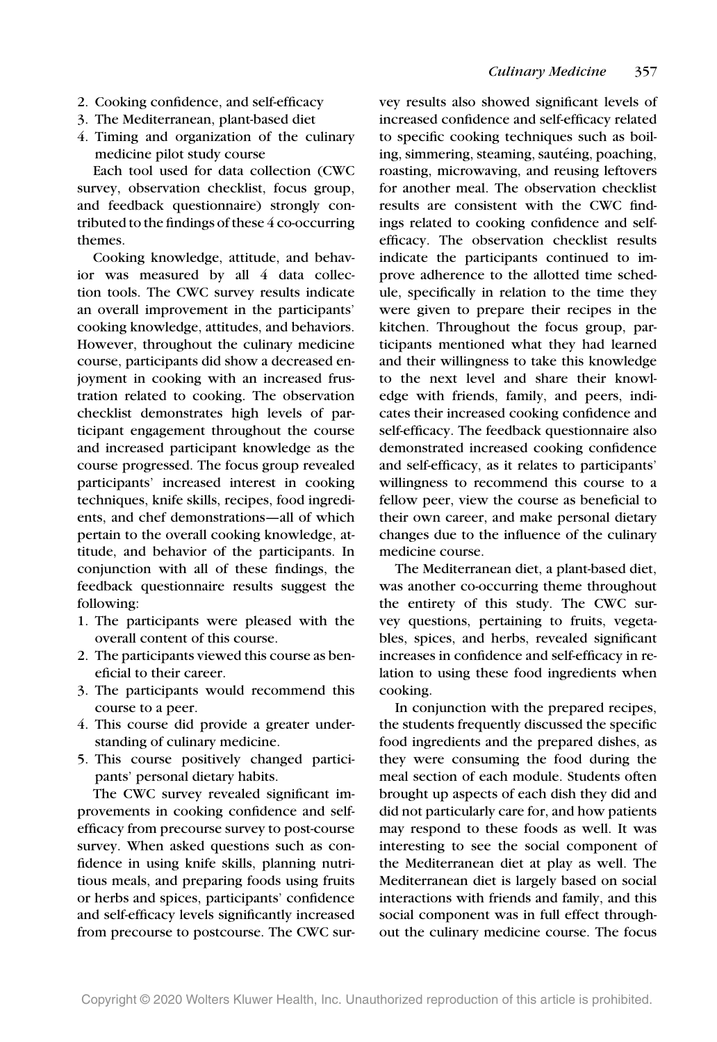2. Cooking confidence, and self-efficacy
3. The Mediterranean, plant-based diet
4. Timing and organization of the culinary medicine pilot study course

Each tool used for data collection (CWC survey, observation checklist, focus group, and feedback questionnaire) strongly contributed to the findings of these 4 co-occurring themes.

Cooking knowledge, attitude, and behavior was measured by all 4 data collection tools. The CWC survey results indicate an overall improvement in the participants' cooking knowledge, attitudes, and behaviors. However, throughout the culinary medicine course, participants did show a decreased enjoyment in cooking with an increased frustration related to cooking. The observation checklist demonstrates high levels of participant engagement throughout the course and increased participant knowledge as the course progressed. The focus group revealed participants' increased interest in cooking techniques, knife skills, recipes, food ingredients, and chef demonstrations—all of which pertain to the overall cooking knowledge, attitude, and behavior of the participants. In conjunction with all of these findings, the feedback questionnaire results suggest the following:

1. The participants were pleased with the overall content of this course.
2. The participants viewed this course as beneficial to their career.
3. The participants would recommend this course to a peer.
4. This course did provide a greater understanding of culinary medicine.
5. This course positively changed participants' personal dietary habits.

The CWC survey revealed significant improvements in cooking confidence and self-efficacy from precourse survey to post-course survey. When asked questions such as confidence in using knife skills, planning nutritious meals, and preparing foods using fruits or herbs and spices, participants' confidence and self-efficacy levels significantly increased from precourse to postcourse. The CWC survey results also showed significant levels of increased confidence and self-efficacy related to specific cooking techniques such as boiling, simmering, steaming, sautéing, poaching, roasting, microwaving, and reusing leftovers for another meal. The observation checklist results are consistent with the CWC findings related to cooking confidence and self-efficacy. The observation checklist results indicate the participants continued to improve adherence to the allotted time schedule, specifically in relation to the time they were given to prepare their recipes in the kitchen. Throughout the focus group, participants mentioned what they had learned and their willingness to take this knowledge to the next level and share their knowledge with friends, family, and peers, indicates their increased cooking confidence and self-efficacy. The feedback questionnaire also demonstrated increased cooking confidence and self-efficacy, as it relates to participants' willingness to recommend this course to a fellow peer, view the course as beneficial to their own career, and make personal dietary changes due to the influence of the culinary medicine course.

The Mediterranean diet, a plant-based diet, was another co-occurring theme throughout the entirety of this study. The CWC survey questions, pertaining to fruits, vegetables, spices, and herbs, revealed significant increases in confidence and self-efficacy in relation to using these food ingredients when cooking.

In conjunction with the prepared recipes, the students frequently discussed the specific food ingredients and the prepared dishes, as they were consuming the food during the meal section of each module. Students often brought up aspects of each dish they did and did not particularly care for, and how patients may respond to these foods as well. It was interesting to see the social component of the Mediterranean diet at play as well. The Mediterranean diet is largely based on social interactions with friends and family, and this social component was in full effect throughout the culinary medicine course. The focus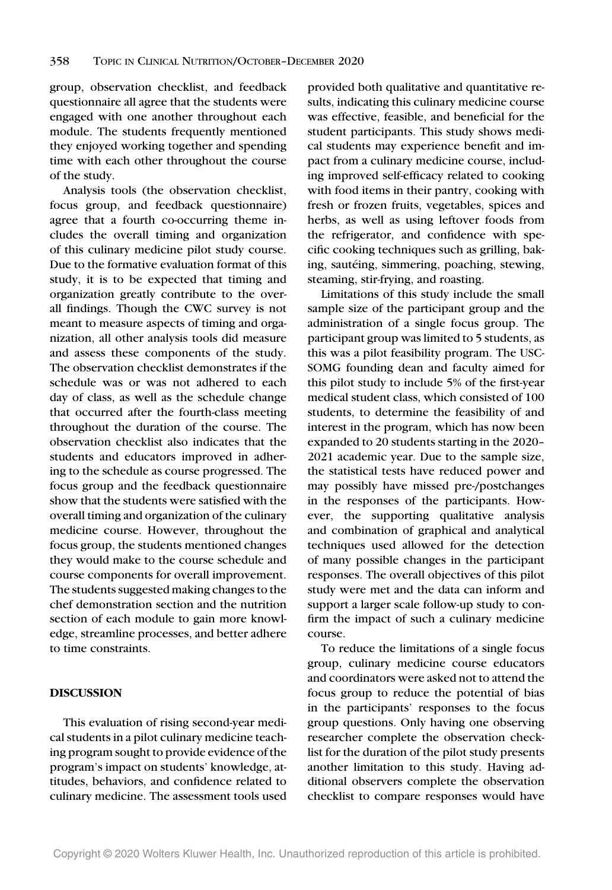group, observation checklist, and feedback questionnaire all agree that the students were engaged with one another throughout each module. The students frequently mentioned they enjoyed working together and spending time with each other throughout the course of the study.

Analysis tools (the observation checklist, focus group, and feedback questionnaire) agree that a fourth co-occurring theme includes the overall timing and organization of this culinary medicine pilot study course. Due to the formative evaluation format of this study, it is to be expected that timing and organization greatly contribute to the overall findings. Though the CWC survey is not meant to measure aspects of timing and organization, all other analysis tools did measure and assess these components of the study. The observation checklist demonstrates if the schedule was or was not adhered to each day of class, as well as the schedule change that occurred after the fourth-class meeting throughout the duration of the course. The observation checklist also indicates that the students and educators improved in adhering to the schedule as course progressed. The focus group and the feedback questionnaire show that the students were satisfied with the overall timing and organization of the culinary medicine course. However, throughout the focus group, the students mentioned changes they would make to the course schedule and course components for overall improvement. The students suggested making changes to the chef demonstration section and the nutrition section of each module to gain more knowledge, streamline processes, and better adhere to time constraints.

## DISCUSSION

This evaluation of rising second-year medical students in a pilot culinary medicine teaching program sought to provide evidence of the program's impact on students' knowledge, attitudes, behaviors, and confidence related to culinary medicine. The assessment tools used provided both qualitative and quantitative results, indicating this culinary medicine course was effective, feasible, and beneficial for the student participants. This study shows medical students may experience benefit and impact from a culinary medicine course, including improved self-efficacy related to cooking with food items in their pantry, cooking with fresh or frozen fruits, vegetables, spices and herbs, as well as using leftover foods from the refrigerator, and confidence with specific cooking techniques such as grilling, baking, sautéing, simmering, poaching, stewing, steaming, stir-frying, and roasting.

Limitations of this study include the small sample size of the participant group and the administration of a single focus group. The participant group was limited to 5 students, as this was a pilot feasibility program. The USC-SOMG founding dean and faculty aimed for this pilot study to include 5% of the first-year medical student class, which consisted of 100 students, to determine the feasibility of and interest in the program, which has now been expanded to 20 students starting in the 2020–2021 academic year. Due to the sample size, the statistical tests have reduced power and may possibly have missed pre-/postchanges in the responses of the participants. However, the supporting qualitative analysis and combination of graphical and analytical techniques used allowed for the detection of many possible changes in the participant responses. The overall objectives of this pilot study were met and the data can inform and support a larger scale follow-up study to confirm the impact of such a culinary medicine course.

To reduce the limitations of a single focus group, culinary medicine course educators and coordinators were asked not to attend the focus group to reduce the potential of bias in the participants' responses to the focus group questions. Only having one observing researcher complete the observation checklist for the duration of the pilot study presents another limitation to this study. Having additional observers complete the observation checklist to compare responses would have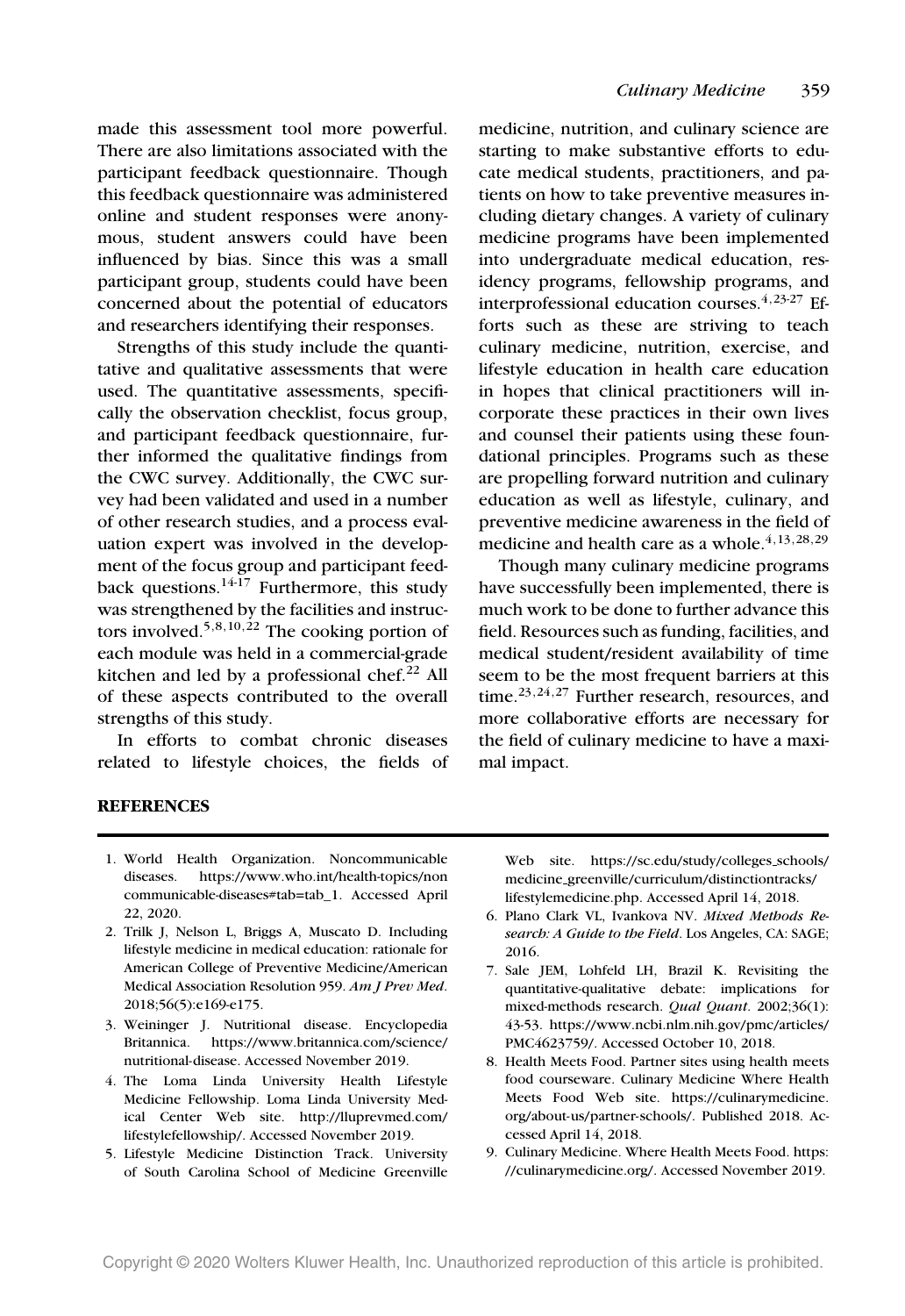made this assessment tool more powerful. There are also limitations associated with the participant feedback questionnaire. Though this feedback questionnaire was administered online and student responses were anonymous, student answers could have been influenced by bias. Since this was a small participant group, students could have been concerned about the potential of educators and researchers identifying their responses.

Strengths of this study include the quantitative and qualitative assessments that were used. The quantitative assessments, specifically the observation checklist, focus group, and participant feedback questionnaire, further informed the qualitative findings from the CWC survey. Additionally, the CWC survey had been validated and used in a number of other research studies, and a process evaluation expert was involved in the development of the focus group and participant feedback questions.[14-17] Furthermore, this study was strengthened by the facilities and instructors involved.[5,8,10,22] The cooking portion of each module was held in a commercial-grade kitchen and led by a professional chef.[22] All of these aspects contributed to the overall strengths of this study.

In efforts to combat chronic diseases related to lifestyle choices, the fields of medicine, nutrition, and culinary science are starting to make substantive efforts to educate medical students, practitioners, and patients on how to take preventive measures including dietary changes. A variety of culinary medicine programs have been implemented into undergraduate medical education, residency programs, fellowship programs, and interprofessional education courses.[4,23-27] Efforts such as these are striving to teach culinary medicine, nutrition, exercise, and lifestyle education in health care education in hopes that clinical practitioners will incorporate these practices in their own lives and counsel their patients using these foundational principles. Programs such as these are propelling forward nutrition and culinary education as well as lifestyle, culinary, and preventive medicine awareness in the field of medicine and health care as a whole.[4,13,28,29]

Though many culinary medicine programs have successfully been implemented, there is much work to be done to further advance this field. Resources such as funding, facilities, and medical student/resident availability of time seem to be the most frequent barriers at this time.[23,24,27] Further research, resources, and more collaborative efforts are necessary for the field of culinary medicine to have a maximal impact.

## REFERENCES

1. World Health Organization. Noncommunicable diseases. https://www.who.int/health-topics/noncommunicable-diseases#tab=tab_1. Accessed April 22, 2020.
2. Trilk J, Nelson L, Briggs A, Muscato D. Including lifestyle medicine in medical education: rationale for American College of Preventive Medicine/American Medical Association Resolution 959. *Am J Prev Med*. 2018;56(5):e169-e175.
3. Weininger J. Nutritional disease. Encyclopedia Britannica. https://www.britannica.com/science/nutritional-disease. Accessed November 2019.
4. The Loma Linda University Health Lifestyle Medicine Fellowship. Loma Linda University Medical Center Web site. http://lluprevmed.com/lifestylefellowship/. Accessed November 2019.
5. Lifestyle Medicine Distinction Track. University of South Carolina School of Medicine Greenville Web site. https://sc.edu/study/colleges_schools/medicine_greenville/curriculum/distinctiontracks/lifestylemedicine.php. Accessed April 14, 2018.
6. Plano Clark VL, Ivankova NV. *Mixed Methods Research: A Guide to the Field*. Los Angeles, CA: SAGE; 2016.
7. Sale JEM, Lohfeld LH, Brazil K. Revisiting the quantitative-qualitative debate: implications for mixed-methods research. *Qual Quant*. 2002;36(1):43-53. https://www.ncbi.nlm.nih.gov/pmc/articles/PMC4623759/. Accessed October 10, 2018.
8. Health Meets Food. Partner sites using health meets food courseware. Culinary Medicine Where Health Meets Food Web site. https://culinarymedicine.org/about-us/partner-schools/. Published 2018. Accessed April 14, 2018.
9. Culinary Medicine. Where Health Meets Food. https://culinarymedicine.org/. Accessed November 2019.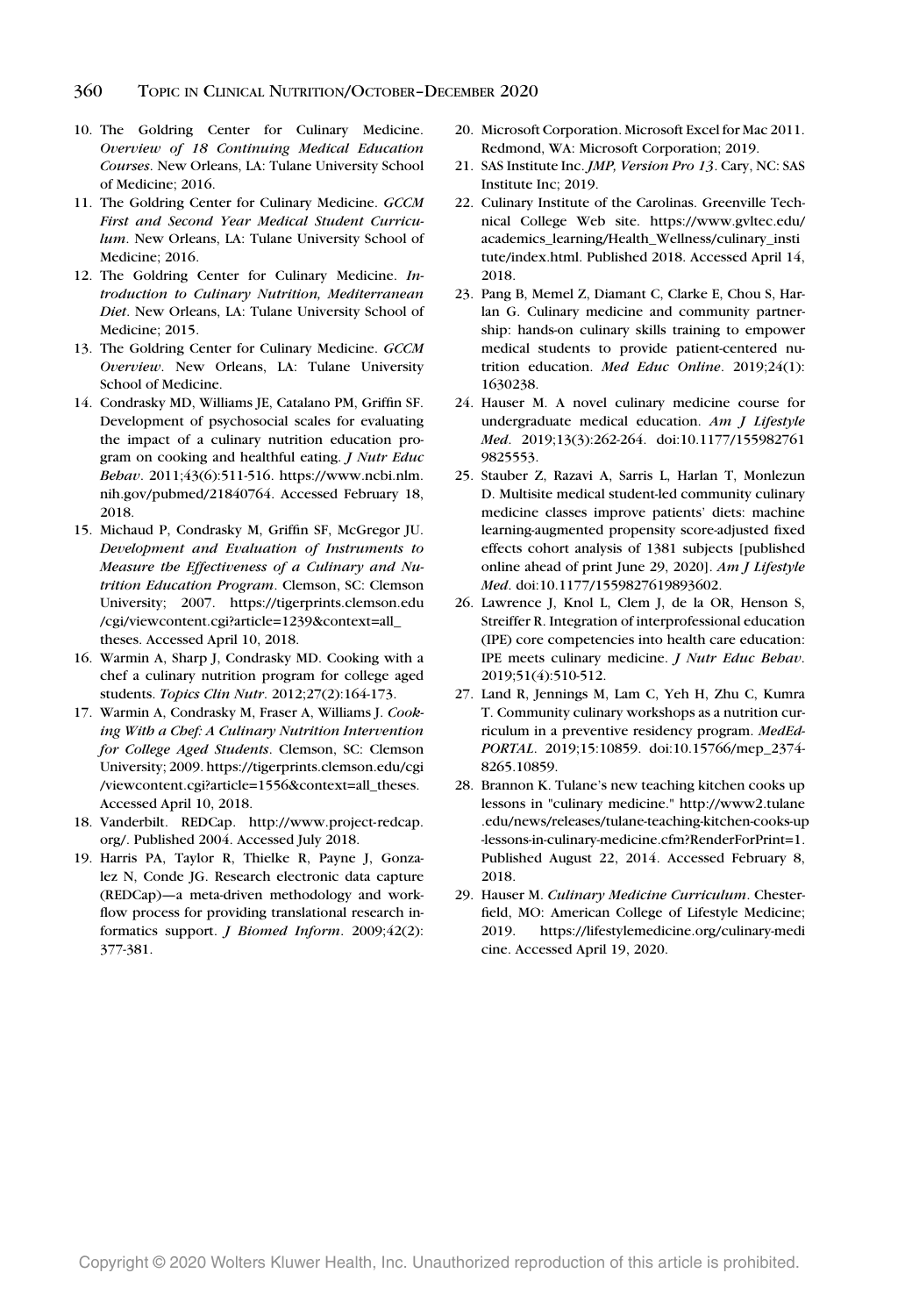10. The Goldring Center for Culinary Medicine. *Overview of 18 Continuing Medical Education Courses*. New Orleans, LA: Tulane University School of Medicine; 2016.
11. The Goldring Center for Culinary Medicine. *GCCM First and Second Year Medical Student Curriculum*. New Orleans, LA: Tulane University School of Medicine; 2016.
12. The Goldring Center for Culinary Medicine. *Introduction to Culinary Nutrition, Mediterranean Diet*. New Orleans, LA: Tulane University School of Medicine; 2015.
13. The Goldring Center for Culinary Medicine. *GCCM Overview*. New Orleans, LA: Tulane University School of Medicine.
14. Condrasky MD, Williams JE, Catalano PM, Griffin SF. Development of psychosocial scales for evaluating the impact of a culinary nutrition education program on cooking and healthful eating. *J Nutr Educ Behav*. 2011;43(6):511-516. https://www.ncbi.nlm.nih.gov/pubmed/21840764. Accessed February 18, 2018.
15. Michaud P, Condrasky M, Griffin SF, McGregor JU. *Development and Evaluation of Instruments to Measure the Effectiveness of a Culinary and Nutrition Education Program*. Clemson, SC: Clemson University; 2007. https://tigerprints.clemson.edu/cgi/viewcontent.cgi?article=1239&context=all_theses. Accessed April 10, 2018.
16. Warmin A, Sharp J, Condrasky MD. Cooking with a chef a culinary nutrition program for college aged students. *Topics Clin Nutr*. 2012;27(2):164-173.
17. Warmin A, Condrasky M, Fraser A, Williams J. *Cooking With a Chef: A Culinary Nutrition Intervention for College Aged Students*. Clemson, SC: Clemson University; 2009. https://tigerprints.clemson.edu/cgi/viewcontent.cgi?article=1556&context=all_theses. Accessed April 10, 2018.
18. Vanderbilt. REDCap. http://www.project-redcap.org/. Published 2004. Accessed July 2018.
19. Harris PA, Taylor R, Thielke R, Payne J, Gonzalez N, Conde JG. Research electronic data capture (REDCap)—a meta-driven methodology and workflow process for providing translational research informatics support. *J Biomed Inform*. 2009;42(2):377-381.
20. Microsoft Corporation. Microsoft Excel for Mac 2011. Redmond, WA: Microsoft Corporation; 2019.
21. SAS Institute Inc. *JMP, Version Pro 13*. Cary, NC: SAS Institute Inc; 2019.
22. Culinary Institute of the Carolinas. Greenville Technical College Web site. https://www.gvltec.edu/academics_learning/Health_Wellness/culinary_institute/index.html. Published 2018. Accessed April 14, 2018.
23. Pang B, Memel Z, Diamant C, Clarke E, Chou S, Harlan G. Culinary medicine and community partnership: hands-on culinary skills training to empower medical students to provide patient-centered nutrition education. *Med Educ Online*. 2019;24(1):1630238.
24. Hauser M. A novel culinary medicine course for undergraduate medical education. *Am J Lifestyle Med*. 2019;13(3):262-264. doi:10.1177/1559827619825553.
25. Stauber Z, Razavi A, Sarris L, Harlan T, Monlezun D. Multisite medical student-led community culinary medicine classes improve patients' diets: machine learning-augmented propensity score-adjusted fixed effects cohort analysis of 1381 subjects [published online ahead of print June 29, 2020]. *Am J Lifestyle Med*. doi:10.1177/1559827619893602.
26. Lawrence J, Knol L, Clem J, de la OR, Henson S, Streiffer R. Integration of interprofessional education (IPE) core competencies into health care education: IPE meets culinary medicine. *J Nutr Educ Behav*. 2019;51(4):510-512.
27. Land R, Jennings M, Lam C, Yeh H, Zhu C, Kumra T. Community culinary workshops as a nutrition curriculum in a preventive residency program. *MedEdPORTAL*. 2019;15:10859. doi:10.15766/mep_2374-8265.10859.
28. Brannon K. Tulane's new teaching kitchen cooks up lessons in "culinary medicine." http://www2.tulane.edu/news/releases/tulane-teaching-kitchen-cooks-up-lessons-in-culinary-medicine.cfm?RenderForPrint=1. Published August 22, 2014. Accessed February 8, 2018.
29. Hauser M. *Culinary Medicine Curriculum*. Chesterfield, MO: American College of Lifestyle Medicine; 2019. https://lifestylemedicine.org/culinary-medicine. Accessed April 19, 2020.